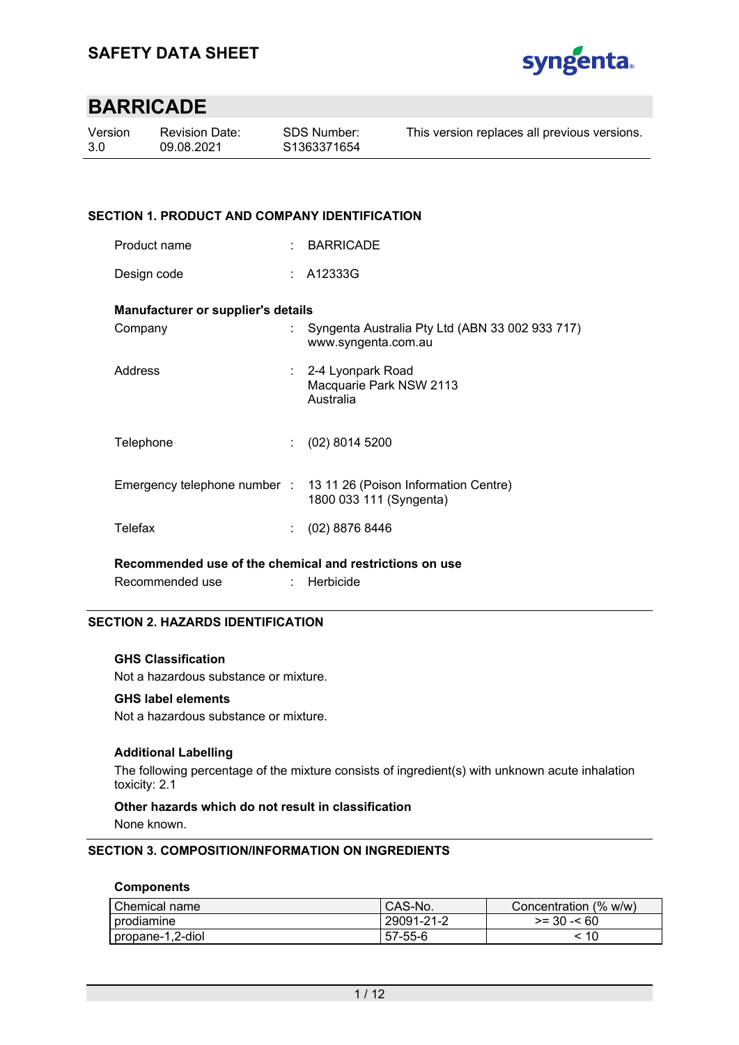# SAFETY DATA SHEET

## BARRICADE

| Version | Revision Date: | SDS Number: | This version replaces all previous versions. |
|---|---|---|---|
| 3.0 | 09.08.2021 | S1363371654 | |

### SECTION 1. PRODUCT AND COMPANY IDENTIFICATION

Product name : BARRICADE

Design code : A12333G

**Manufacturer or supplier's details**

Company : Syngenta Australia Pty Ltd (ABN 33 002 933 717)
www.syngenta.com.au

Address : 2-4 Lyonpark Road
Macquarie Park NSW 2113
Australia

Telephone : (02) 8014 5200

Emergency telephone number : 13 11 26 (Poison Information Centre)
1800 033 111 (Syngenta)

Telefax : (02) 8876 8446

**Recommended use of the chemical and restrictions on use**

Recommended use : Herbicide

### SECTION 2. HAZARDS IDENTIFICATION

**GHS Classification**

Not a hazardous substance or mixture.

**GHS label elements**

Not a hazardous substance or mixture.

**Additional Labelling**

The following percentage of the mixture consists of ingredient(s) with unknown acute inhalation toxicity: 2.1

**Other hazards which do not result in classification**

None known.

### SECTION 3. COMPOSITION/INFORMATION ON INGREDIENTS

**Components**

| Chemical name | CAS-No. | Concentration (% w/w) |
|---|---|---|
| prodiamine | 29091-21-2 | >= 30 -< 60 |
| propane-1,2-diol | 57-55-6 | < 10 |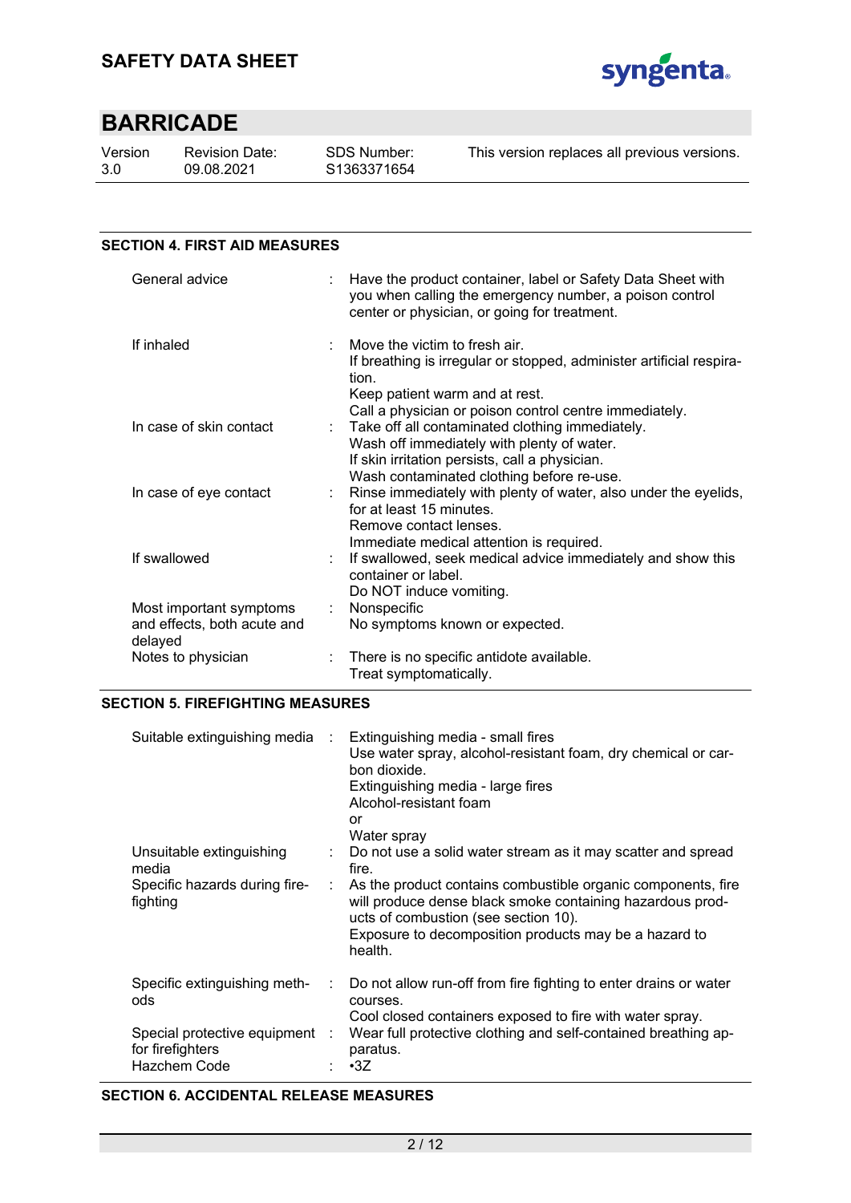## SECTION 4. FIRST AID MEASURES

| | |
|---|---|
| General advice | Have the product container, label or Safety Data Sheet with you when calling the emergency number, a poison control center or physician, or going for treatment. |
| If inhaled | Move the victim to fresh air.<br>If breathing is irregular or stopped, administer artificial respiration.<br>Keep patient warm and at rest.<br>Call a physician or poison control centre immediately. |
| In case of skin contact | Take off all contaminated clothing immediately.<br>Wash off immediately with plenty of water.<br>If skin irritation persists, call a physician.<br>Wash contaminated clothing before re-use. |
| In case of eye contact | Rinse immediately with plenty of water, also under the eyelids, for at least 15 minutes.<br>Remove contact lenses.<br>Immediate medical attention is required. |
| If swallowed | If swallowed, seek medical advice immediately and show this container or label.<br>Do NOT induce vomiting. |
| Most important symptoms and effects, both acute and delayed | Nonspecific<br>No symptoms known or expected. |
| Notes to physician | There is no specific antidote available.<br>Treat symptomatically. |

## SECTION 5. FIREFIGHTING MEASURES

| | |
|---|---|
| Suitable extinguishing media | Extinguishing media - small fires<br>Use water spray, alcohol-resistant foam, dry chemical or carbon dioxide.<br>Extinguishing media - large fires<br>Alcohol-resistant foam<br>or<br>Water spray |
| Unsuitable extinguishing media | Do not use a solid water stream as it may scatter and spread fire. |
| Specific hazards during firefighting | As the product contains combustible organic components, fire will produce dense black smoke containing hazardous products of combustion (see section 10).<br>Exposure to decomposition products may be a hazard to health. |
| Specific extinguishing methods | Do not allow run-off from fire fighting to enter drains or water courses.<br>Cool closed containers exposed to fire with water spray. |
| Special protective equipment for firefighters | Wear full protective clothing and self-contained breathing apparatus. |
| Hazchem Code | •3Z |

## SECTION 6. ACCIDENTAL RELEASE MEASURES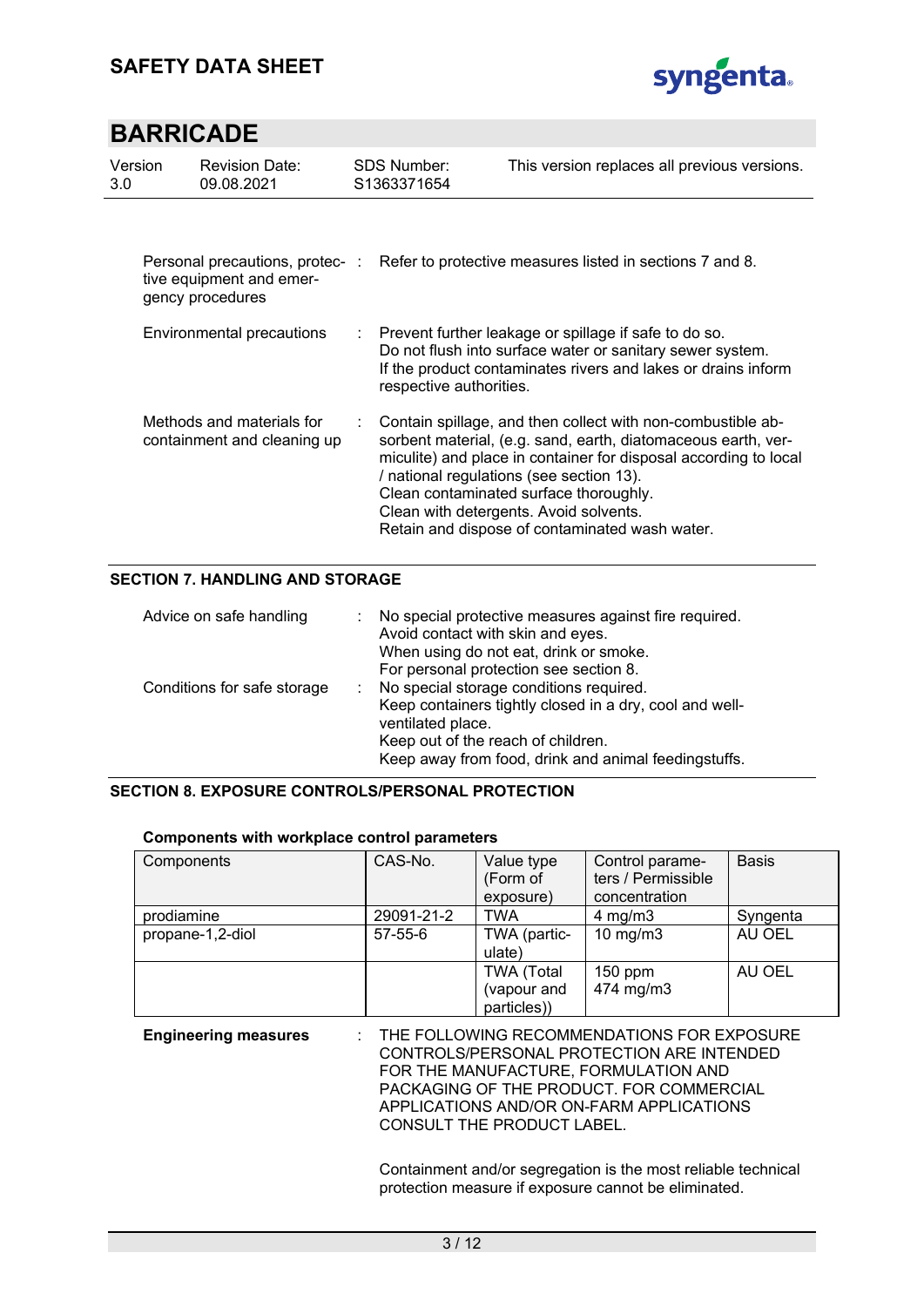| | | |
|---|---|---|
| Personal precautions, protective equipment and emergency procedures | : | Refer to protective measures listed in sections 7 and 8. |
| Environmental precautions | : | Prevent further leakage or spillage if safe to do so.<br>Do not flush into surface water or sanitary sewer system.<br>If the product contaminates rivers and lakes or drains inform respective authorities. |
| Methods and materials for containment and cleaning up | : | Contain spillage, and then collect with non-combustible absorbent material, (e.g. sand, earth, diatomaceous earth, vermiculite) and place in container for disposal according to local / national regulations (see section 13).<br>Clean contaminated surface thoroughly.<br>Clean with detergents. Avoid solvents.<br>Retain and dispose of contaminated wash water. |

## SECTION 7. HANDLING AND STORAGE

| | | |
|---|---|---|
| Advice on safe handling | : | No special protective measures against fire required.<br>Avoid contact with skin and eyes.<br>When using do not eat, drink or smoke.<br>For personal protection see section 8. |
| Conditions for safe storage | : | No special storage conditions required.<br>Keep containers tightly closed in a dry, cool and well-ventilated place.<br>Keep out of the reach of children.<br>Keep away from food, drink and animal feedingstuffs. |

## SECTION 8. EXPOSURE CONTROLS/PERSONAL PROTECTION

**Components with workplace control parameters**

| Components | CAS-No. | Value type (Form of exposure) | Control parameters / Permissible concentration | Basis |
|---|---|---|---|---|
| prodiamine | 29091-21-2 | TWA | 4 mg/m3 | Syngenta |
| propane-1,2-diol | 57-55-6 | TWA (particulate) | 10 mg/m3 | AU OEL |
| | | TWA (Total (vapour and particles)) | 150 ppm<br>474 mg/m3 | AU OEL |

**Engineering measures** : THE FOLLOWING RECOMMENDATIONS FOR EXPOSURE CONTROLS/PERSONAL PROTECTION ARE INTENDED FOR THE MANUFACTURE, FORMULATION AND PACKAGING OF THE PRODUCT. FOR COMMERCIAL APPLICATIONS AND/OR ON-FARM APPLICATIONS CONSULT THE PRODUCT LABEL.

Containment and/or segregation is the most reliable technical protection measure if exposure cannot be eliminated.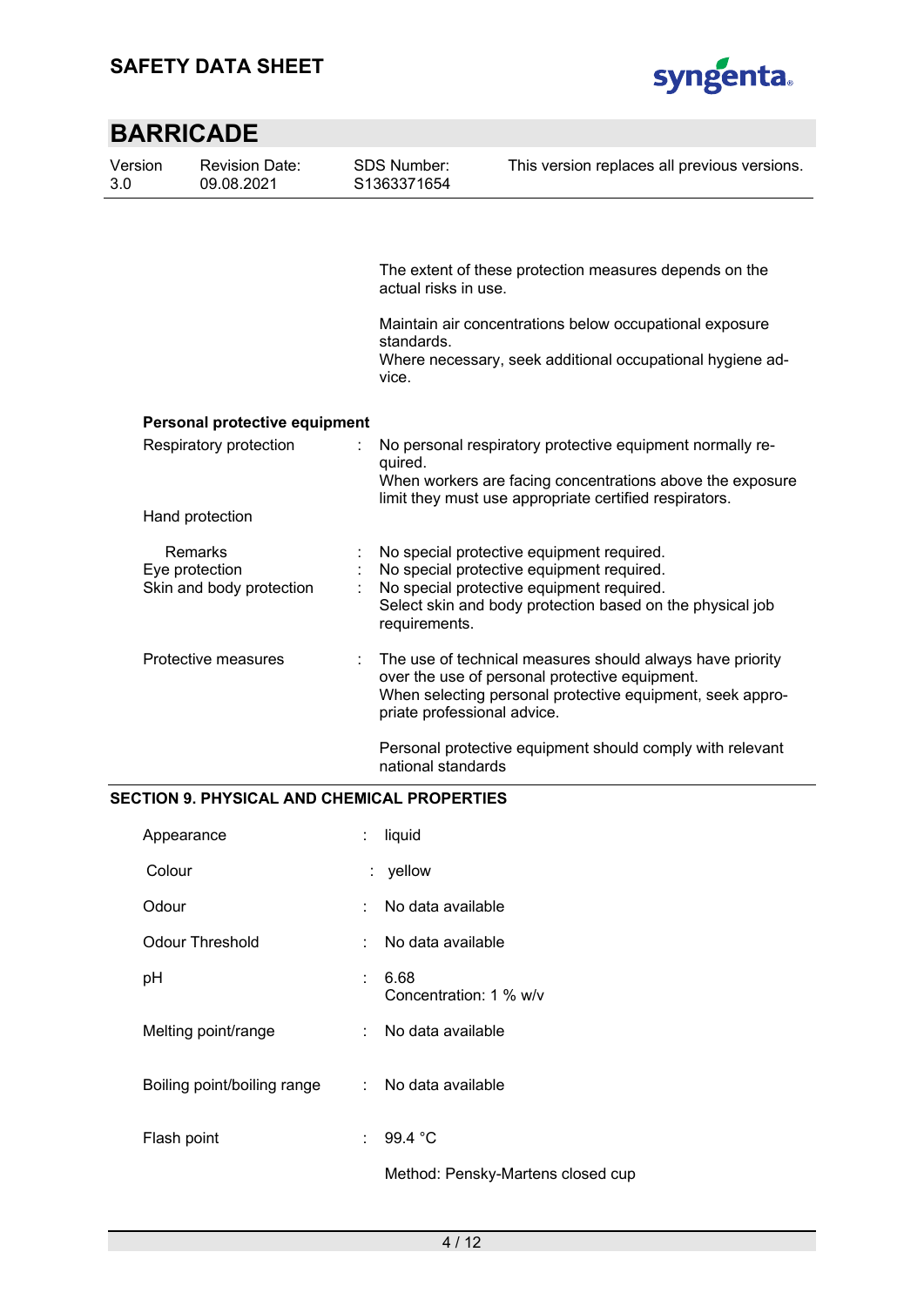The extent of these protection measures depends on the actual risks in use.

Maintain air concentrations below occupational exposure standards.
Where necessary, seek additional occupational hygiene advice.

**Personal protective equipment**

| | | |
|---|---|---|
| Respiratory protection | : | No personal respiratory protective equipment normally required.<br>When workers are facing concentrations above the exposure limit they must use appropriate certified respirators. |
| Hand protection | | |
| Remarks | : | No special protective equipment required. |
| Eye protection | : | No special protective equipment required. |
| Skin and body protection | : | No special protective equipment required.<br>Select skin and body protection based on the physical job requirements. |
| Protective measures | : | The use of technical measures should always have priority over the use of personal protective equipment.<br>When selecting personal protective equipment, seek appropriate professional advice.<br><br>Personal protective equipment should comply with relevant national standards |

## SECTION 9. PHYSICAL AND CHEMICAL PROPERTIES

| | | |
|---|---|---|
| Appearance | : | liquid |
| Colour | : | yellow |
| Odour | : | No data available |
| Odour Threshold | : | No data available |
| pH | : | 6.68<br>Concentration: 1 % w/v |
| Melting point/range | : | No data available |
| Boiling point/boiling range | : | No data available |
| Flash point | : | 99.4 °C<br><br>Method: Pensky-Martens closed cup |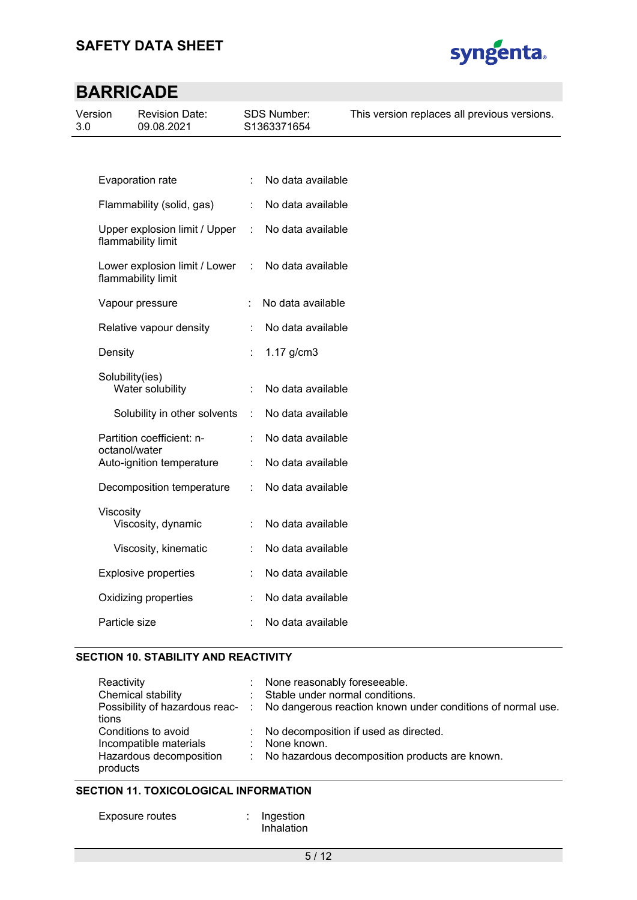| | | |
|---|---|---|
| Evaporation rate | : | No data available |
| Flammability (solid, gas) | : | No data available |
| Upper explosion limit / Upper flammability limit | : | No data available |
| Lower explosion limit / Lower flammability limit | : | No data available |
| Vapour pressure | : | No data available |
| Relative vapour density | : | No data available |
| Density | : | 1.17 g/cm3 |
| Solubility(ies) | | |
| Water solubility | : | No data available |
| Solubility in other solvents | : | No data available |
| Partition coefficient: n-octanol/water | : | No data available |
| Auto-ignition temperature | : | No data available |
| Decomposition temperature | : | No data available |
| Viscosity | | |
| Viscosity, dynamic | : | No data available |
| Viscosity, kinematic | : | No data available |
| Explosive properties | : | No data available |
| Oxidizing properties | : | No data available |
| Particle size | : | No data available |

## SECTION 10. STABILITY AND REACTIVITY

| | | |
|---|---|---|
| Reactivity | : | None reasonably foreseeable. |
| Chemical stability | : | Stable under normal conditions. |
| Possibility of hazardous reactions | : | No dangerous reaction known under conditions of normal use. |
| Conditions to avoid | : | No decomposition if used as directed. |
| Incompatible materials | : | None known. |
| Hazardous decomposition products | : | No hazardous decomposition products are known. |

## SECTION 11. TOXICOLOGICAL INFORMATION

| | | |
|---|---|---|
| Exposure routes | : | Ingestion<br>Inhalation |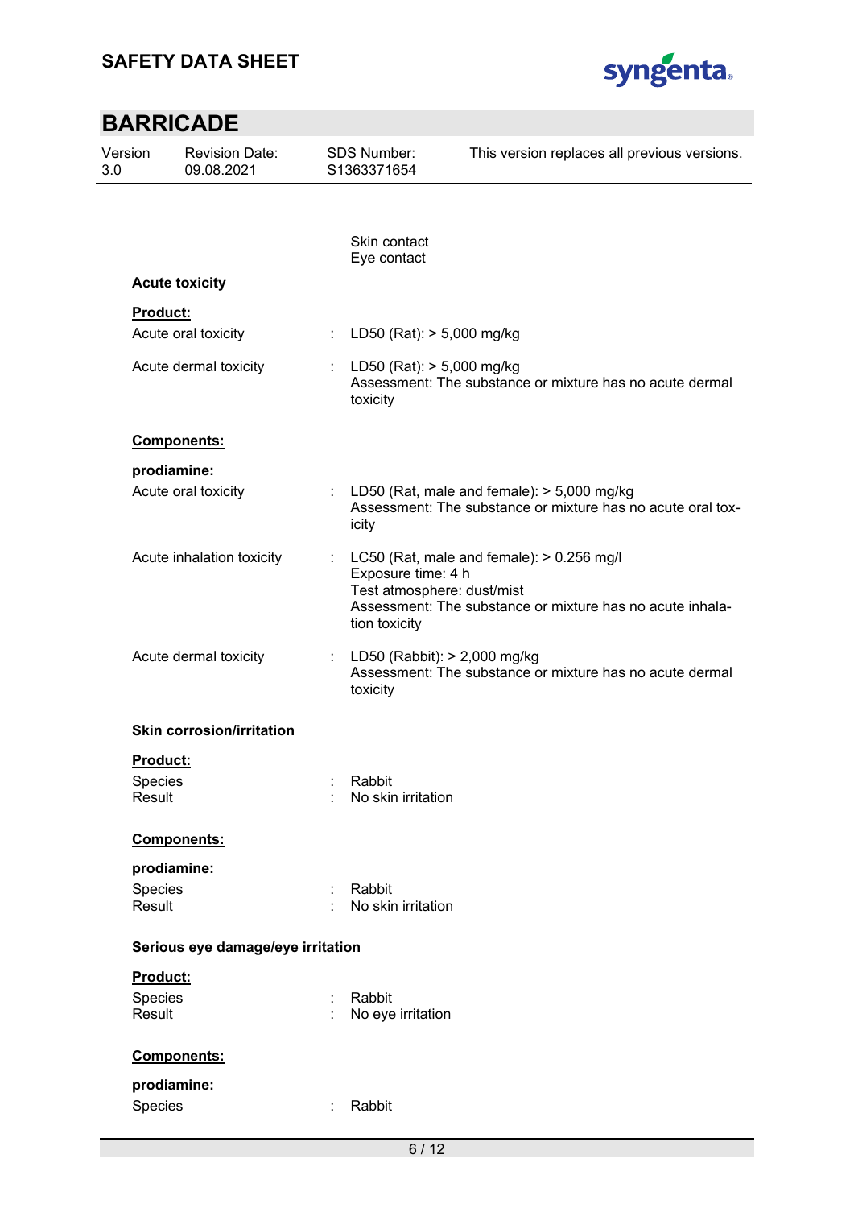Skin contact
Eye contact

**Acute toxicity**

**Product:**

| | | |
|---|---|---|
| Acute oral toxicity | : | LD50 (Rat): > 5,000 mg/kg |
| Acute dermal toxicity | : | LD50 (Rat): > 5,000 mg/kg<br>Assessment: The substance or mixture has no acute dermal toxicity |

**Components:**

**prodiamine:**

| | | |
|---|---|---|
| Acute oral toxicity | : | LD50 (Rat, male and female): > 5,000 mg/kg<br>Assessment: The substance or mixture has no acute oral toxicity |
| Acute inhalation toxicity | : | LC50 (Rat, male and female): > 0.256 mg/l<br>Exposure time: 4 h<br>Test atmosphere: dust/mist<br>Assessment: The substance or mixture has no acute inhalation toxicity |
| Acute dermal toxicity | : | LD50 (Rabbit): > 2,000 mg/kg<br>Assessment: The substance or mixture has no acute dermal toxicity |

**Skin corrosion/irritation**

**Product:**

| | | |
|---|---|---|
| Species | : | Rabbit |
| Result | : | No skin irritation |

**Components:**

**prodiamine:**

| | | |
|---|---|---|
| Species | : | Rabbit |
| Result | : | No skin irritation |

**Serious eye damage/eye irritation**

**Product:**

| | | |
|---|---|---|
| Species | : | Rabbit |
| Result | : | No eye irritation |

**Components:**

**prodiamine:**

| | | |
|---|---|---|
| Species | : | Rabbit |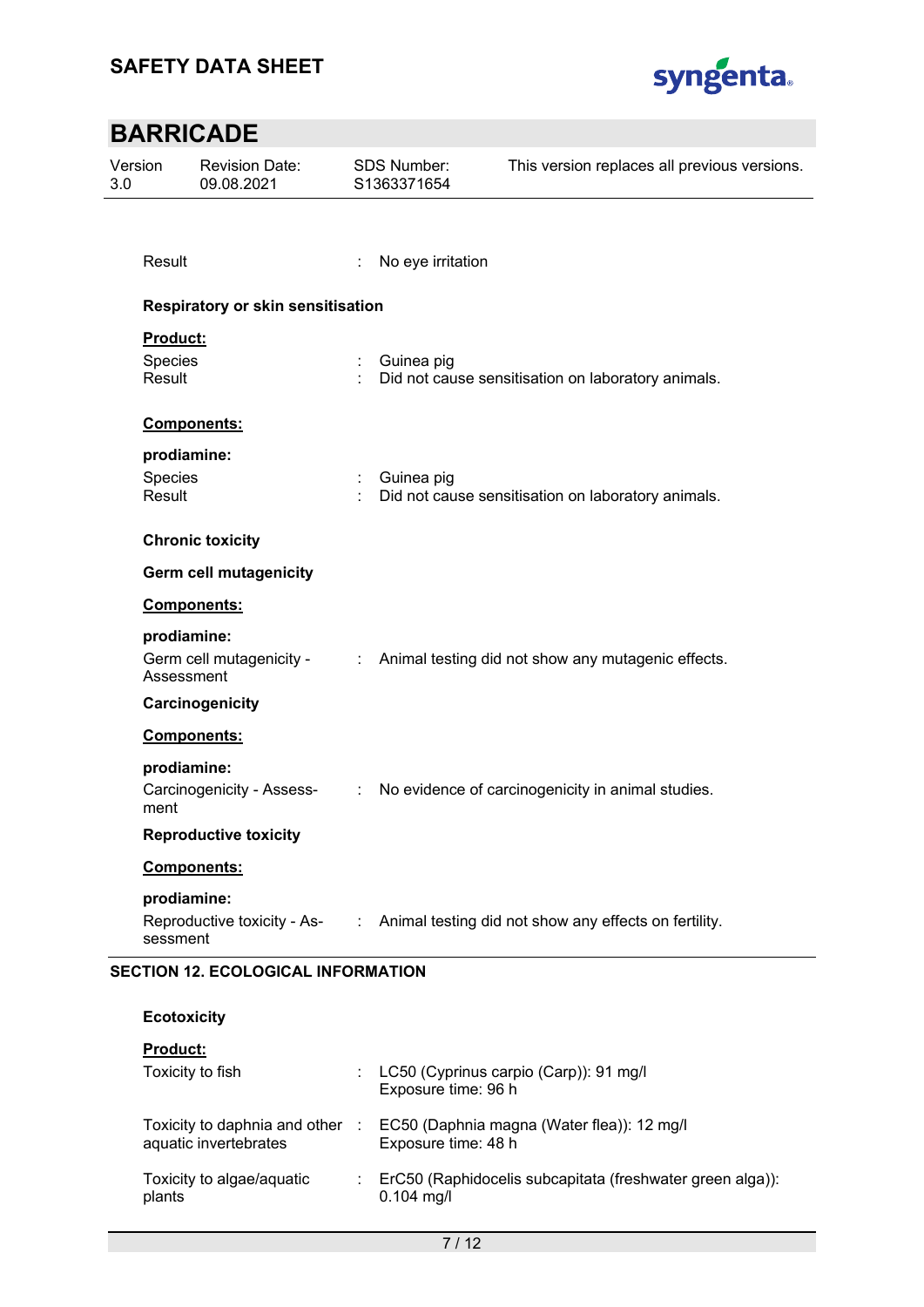Result : No eye irritation

**Respiratory or skin sensitisation**

**Product:**

Species : Guinea pig
Result : Did not cause sensitisation on laboratory animals.

**Components:**

**prodiamine:**

Species : Guinea pig
Result : Did not cause sensitisation on laboratory animals.

**Chronic toxicity**

**Germ cell mutagenicity**

**Components:**

**prodiamine:**

Germ cell mutagenicity - Assessment : Animal testing did not show any mutagenic effects.

**Carcinogenicity**

**Components:**

**prodiamine:**

Carcinogenicity - Assessment : No evidence of carcinogenicity in animal studies.

**Reproductive toxicity**

**Components:**

**prodiamine:**

Reproductive toxicity - Assessment : Animal testing did not show any effects on fertility.

## SECTION 12. ECOLOGICAL INFORMATION

**Ecotoxicity**

**Product:**

Toxicity to fish : LC50 (Cyprinus carpio (Carp)): 91 mg/l
Exposure time: 96 h

Toxicity to daphnia and other aquatic invertebrates : EC50 (Daphnia magna (Water flea)): 12 mg/l
Exposure time: 48 h

Toxicity to algae/aquatic plants : ErC50 (Raphidocelis subcapitata (freshwater green alga)): 0.104 mg/l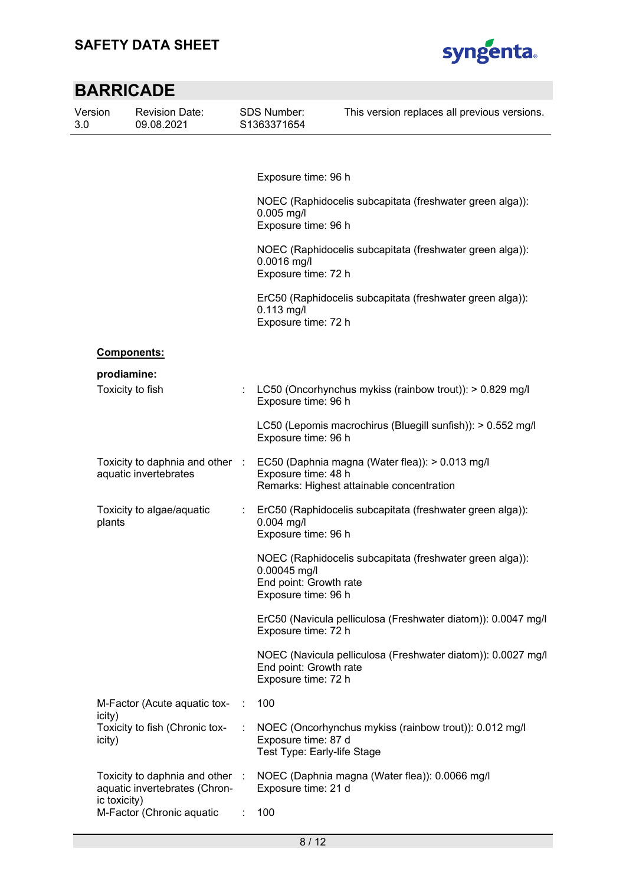Exposure time: 96 h

NOEC (Raphidocelis subcapitata (freshwater green alga)): 0.005 mg/l
Exposure time: 96 h

NOEC (Raphidocelis subcapitata (freshwater green alga)): 0.0016 mg/l
Exposure time: 72 h

ErC50 (Raphidocelis subcapitata (freshwater green alga)): 0.113 mg/l
Exposure time: 72 h

**Components:**

**prodiamine:**

| | | |
|---|---|---|
| Toxicity to fish | : | LC50 (Oncorhynchus mykiss (rainbow trout)): > 0.829 mg/l<br>Exposure time: 96 h<br><br>LC50 (Lepomis macrochirus (Bluegill sunfish)): > 0.552 mg/l<br>Exposure time: 96 h |
| Toxicity to daphnia and other aquatic invertebrates | : | EC50 (Daphnia magna (Water flea)): > 0.013 mg/l<br>Exposure time: 48 h<br>Remarks: Highest attainable concentration |
| Toxicity to algae/aquatic plants | : | ErC50 (Raphidocelis subcapitata (freshwater green alga)): 0.004 mg/l<br>Exposure time: 96 h<br><br>NOEC (Raphidocelis subcapitata (freshwater green alga)): 0.00045 mg/l<br>End point: Growth rate<br>Exposure time: 96 h<br><br>ErC50 (Navicula pelliculosa (Freshwater diatom)): 0.0047 mg/l<br>Exposure time: 72 h<br><br>NOEC (Navicula pelliculosa (Freshwater diatom)): 0.0027 mg/l<br>End point: Growth rate<br>Exposure time: 72 h |
| M-Factor (Acute aquatic toxicity) | : | 100 |
| Toxicity to fish (Chronic toxicity) | : | NOEC (Oncorhynchus mykiss (rainbow trout)): 0.012 mg/l<br>Exposure time: 87 d<br>Test Type: Early-life Stage |
| Toxicity to daphnia and other aquatic invertebrates (Chronic toxicity) | : | NOEC (Daphnia magna (Water flea)): 0.0066 mg/l<br>Exposure time: 21 d |
| M-Factor (Chronic aquatic | : | 100 |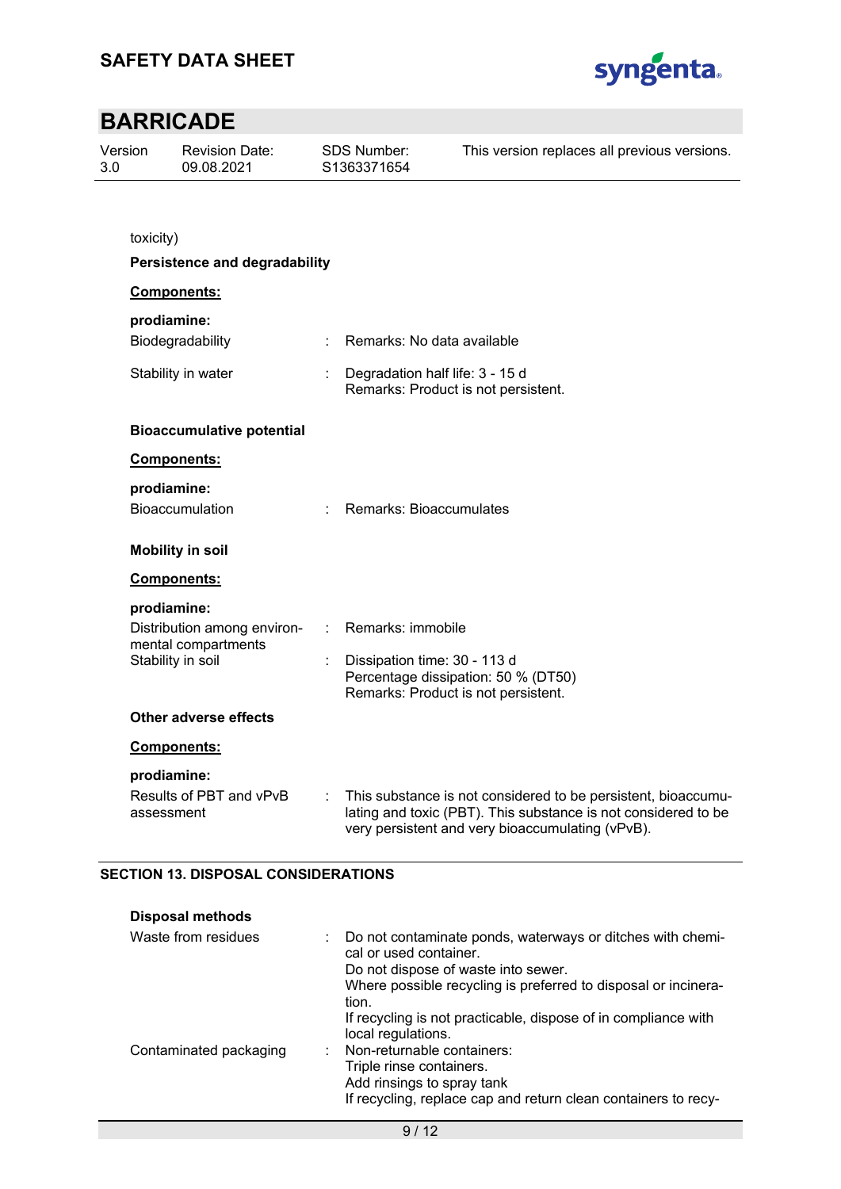toxicity)

**Persistence and degradability**

**Components:**

**prodiamine:**

| | | |
|---|---|---|
| Biodegradability | : | Remarks: No data available |
| Stability in water | : | Degradation half life: 3 - 15 d<br>Remarks: Product is not persistent. |

**Bioaccumulative potential**

**Components:**

**prodiamine:**

| | | |
|---|---|---|
| Bioaccumulation | : | Remarks: Bioaccumulates |

**Mobility in soil**

**Components:**

**prodiamine:**

| | | |
|---|---|---|
| Distribution among environmental compartments | : | Remarks: immobile |
| Stability in soil | : | Dissipation time: 30 - 113 d<br>Percentage dissipation: 50 % (DT50)<br>Remarks: Product is not persistent. |

**Other adverse effects**

**Components:**

**prodiamine:**

| | | |
|---|---|---|
| Results of PBT and vPvB assessment | : | This substance is not considered to be persistent, bioaccumulating and toxic (PBT). This substance is not considered to be very persistent and very bioaccumulating (vPvB). |

## SECTION 13. DISPOSAL CONSIDERATIONS

**Disposal methods**

| | | |
|---|---|---|
| Waste from residues | : | Do not contaminate ponds, waterways or ditches with chemical or used container.<br>Do not dispose of waste into sewer.<br>Where possible recycling is preferred to disposal or incineration.<br>If recycling is not practicable, dispose of in compliance with local regulations. |
| Contaminated packaging | : | Non-returnable containers:<br>Triple rinse containers.<br>Add rinsings to spray tank<br>If recycling, replace cap and return clean containers to recy- |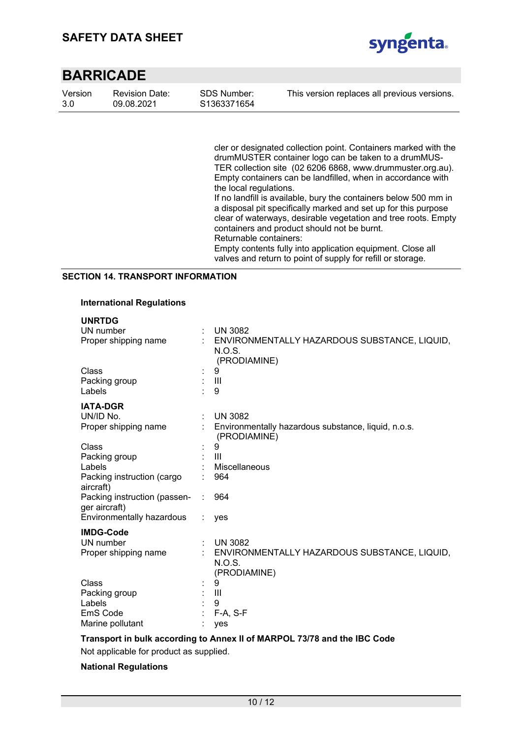cler or designated collection point. Containers marked with the drumMUSTER container logo can be taken to a drumMUSTER collection site (02 6206 6868, www.drummuster.org.au). Empty containers can be landfilled, when in accordance with the local regulations.
If no landfill is available, bury the containers below 500 mm in a disposal pit specifically marked and set up for this purpose clear of waterways, desirable vegetation and tree roots. Empty containers and product should not be burnt.
Returnable containers:
Empty contents fully into application equipment. Close all valves and return to point of supply for refill or storage.

## SECTION 14. TRANSPORT INFORMATION

### International Regulations

**UNRTDG**

| | | |
|---|---|---|
| UN number | : | UN 3082 |
| Proper shipping name | : | ENVIRONMENTALLY HAZARDOUS SUBSTANCE, LIQUID, N.O.S. (PRODIAMINE) |
| Class | : | 9 |
| Packing group | : | III |
| Labels | : | 9 |

**IATA-DGR**

| | | |
|---|---|---|
| UN/ID No. | : | UN 3082 |
| Proper shipping name | : | Environmentally hazardous substance, liquid, n.o.s. (PRODIAMINE) |
| Class | : | 9 |
| Packing group | : | III |
| Labels | : | Miscellaneous |
| Packing instruction (cargo aircraft) | : | 964 |
| Packing instruction (passenger aircraft) | : | 964 |
| Environmentally hazardous | : | yes |

**IMDG-Code**

| | | |
|---|---|---|
| UN number | : | UN 3082 |
| Proper shipping name | : | ENVIRONMENTALLY HAZARDOUS SUBSTANCE, LIQUID, N.O.S. (PRODIAMINE) |
| Class | : | 9 |
| Packing group | : | III |
| Labels | : | 9 |
| EmS Code | : | F-A, S-F |
| Marine pollutant | : | yes |

**Transport in bulk according to Annex II of MARPOL 73/78 and the IBC Code**

Not applicable for product as supplied.

**National Regulations**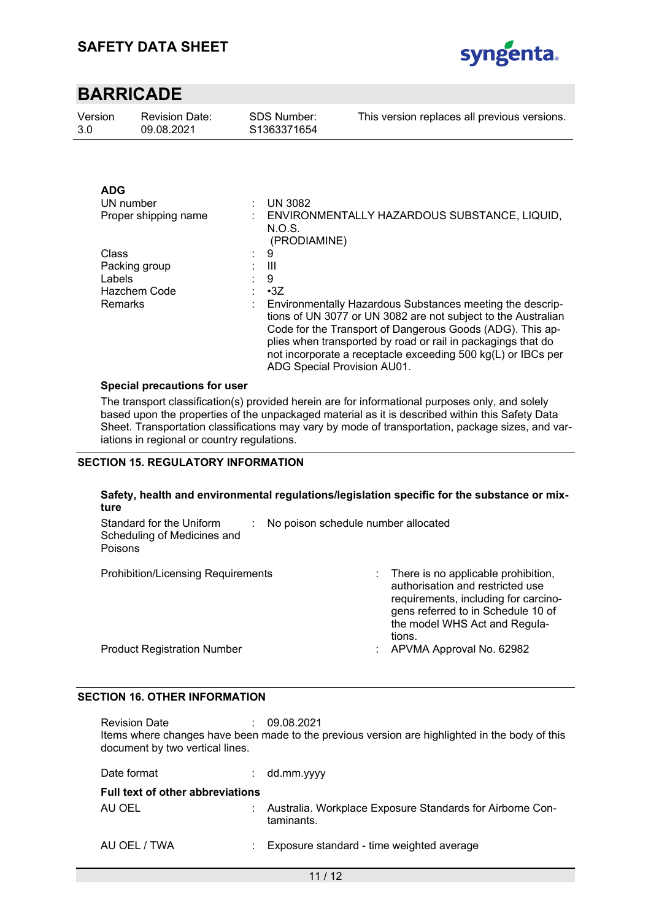**ADG**

| | | |
|---|---|---|
| UN number | : | UN 3082 |
| Proper shipping name | : | ENVIRONMENTALLY HAZARDOUS SUBSTANCE, LIQUID, N.O.S. (PRODIAMINE) |
| Class | : | 9 |
| Packing group | : | III |
| Labels | : | 9 |
| Hazchem Code | : | •3Z |
| Remarks | : | Environmentally Hazardous Substances meeting the descriptions of UN 3077 or UN 3082 are not subject to the Australian Code for the Transport of Dangerous Goods (ADG). This applies when transported by road or rail in packagings that do not incorporate a receptacle exceeding 500 kg(L) or IBCs per ADG Special Provision AU01. |

**Special precautions for user**

The transport classification(s) provided herein are for informational purposes only, and solely based upon the properties of the unpackaged material as it is described within this Safety Data Sheet. Transportation classifications may vary by mode of transportation, package sizes, and variations in regional or country regulations.

## SECTION 15. REGULATORY INFORMATION

**Safety, health and environmental regulations/legislation specific for the substance or mixture**

| | | |
|---|---|---|
| Standard for the Uniform Scheduling of Medicines and Poisons | : | No poison schedule number allocated |
| Prohibition/Licensing Requirements | : | There is no applicable prohibition, authorisation and restricted use requirements, including for carcinogens referred to in Schedule 10 of the model WHS Act and Regulations. |
| Product Registration Number | : | APVMA Approval No. 62982 |

## SECTION 16. OTHER INFORMATION

Revision Date : 09.08.2021

Items where changes have been made to the previous version are highlighted in the body of this document by two vertical lines.

Date format : dd.mm.yyyy

**Full text of other abbreviations**

| | | |
|---|---|---|
| AU OEL | : | Australia. Workplace Exposure Standards for Airborne Contaminants. |
| AU OEL / TWA | : | Exposure standard - time weighted average |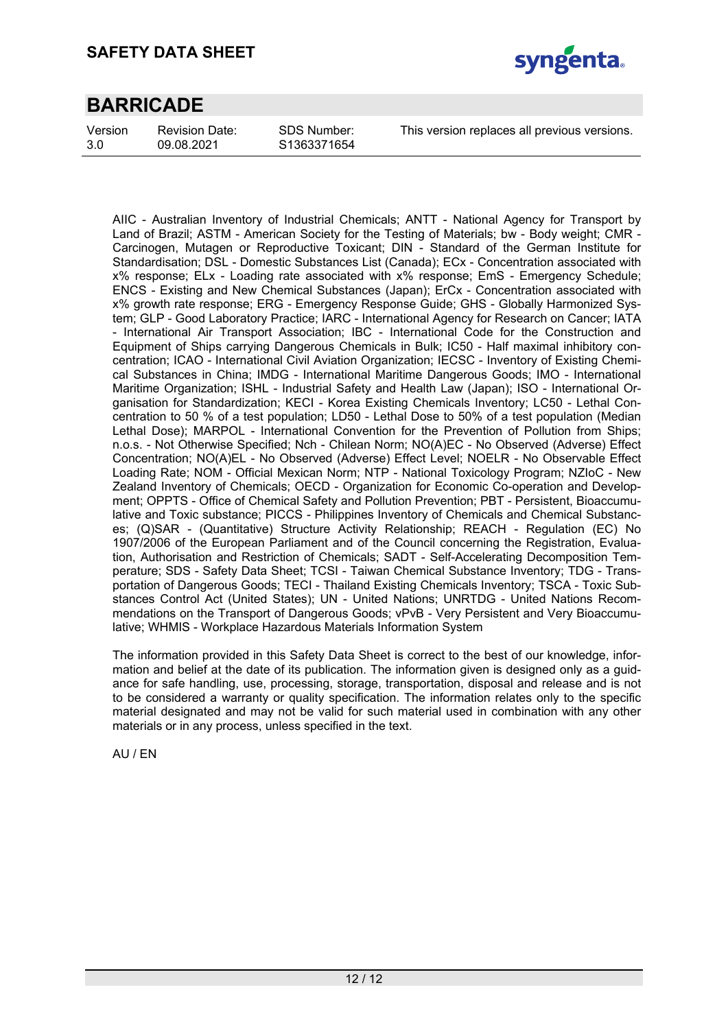AIIC - Australian Inventory of Industrial Chemicals; ANTT - National Agency for Transport by Land of Brazil; ASTM - American Society for the Testing of Materials; bw - Body weight; CMR - Carcinogen, Mutagen or Reproductive Toxicant; DIN - Standard of the German Institute for Standardisation; DSL - Domestic Substances List (Canada); ECx - Concentration associated with x% response; ELx - Loading rate associated with x% response; EmS - Emergency Schedule; ENCS - Existing and New Chemical Substances (Japan); ErCx - Concentration associated with x% growth rate response; ERG - Emergency Response Guide; GHS - Globally Harmonized System; GLP - Good Laboratory Practice; IARC - International Agency for Research on Cancer; IATA - International Air Transport Association; IBC - International Code for the Construction and Equipment of Ships carrying Dangerous Chemicals in Bulk; IC50 - Half maximal inhibitory concentration; ICAO - International Civil Aviation Organization; IECSC - Inventory of Existing Chemical Substances in China; IMDG - International Maritime Dangerous Goods; IMO - International Maritime Organization; ISHL - Industrial Safety and Health Law (Japan); ISO - International Organisation for Standardization; KECI - Korea Existing Chemicals Inventory; LC50 - Lethal Concentration to 50 % of a test population; LD50 - Lethal Dose to 50% of a test population (Median Lethal Dose); MARPOL - International Convention for the Prevention of Pollution from Ships; n.o.s. - Not Otherwise Specified; Nch - Chilean Norm; NO(A)EC - No Observed (Adverse) Effect Concentration; NO(A)EL - No Observed (Adverse) Effect Level; NOELR - No Observable Effect Loading Rate; NOM - Official Mexican Norm; NTP - National Toxicology Program; NZIoC - New Zealand Inventory of Chemicals; OECD - Organization for Economic Co-operation and Development; OPPTS - Office of Chemical Safety and Pollution Prevention; PBT - Persistent, Bioaccumulative and Toxic substance; PICCS - Philippines Inventory of Chemicals and Chemical Substances; (Q)SAR - (Quantitative) Structure Activity Relationship; REACH - Regulation (EC) No 1907/2006 of the European Parliament and of the Council concerning the Registration, Evaluation, Authorisation and Restriction of Chemicals; SADT - Self-Accelerating Decomposition Temperature; SDS - Safety Data Sheet; TCSI - Taiwan Chemical Substance Inventory; TDG - Transportation of Dangerous Goods; TECI - Thailand Existing Chemicals Inventory; TSCA - Toxic Substances Control Act (United States); UN - United Nations; UNRTDG - United Nations Recommendations on the Transport of Dangerous Goods; vPvB - Very Persistent and Very Bioaccumulative; WHMIS - Workplace Hazardous Materials Information System

The information provided in this Safety Data Sheet is correct to the best of our knowledge, information and belief at the date of its publication. The information given is designed only as a guidance for safe handling, use, processing, storage, transportation, disposal and release and is not to be considered a warranty or quality specification. The information relates only to the specific material designated and may not be valid for such material used in combination with any other materials or in any process, unless specified in the text.

AU / EN